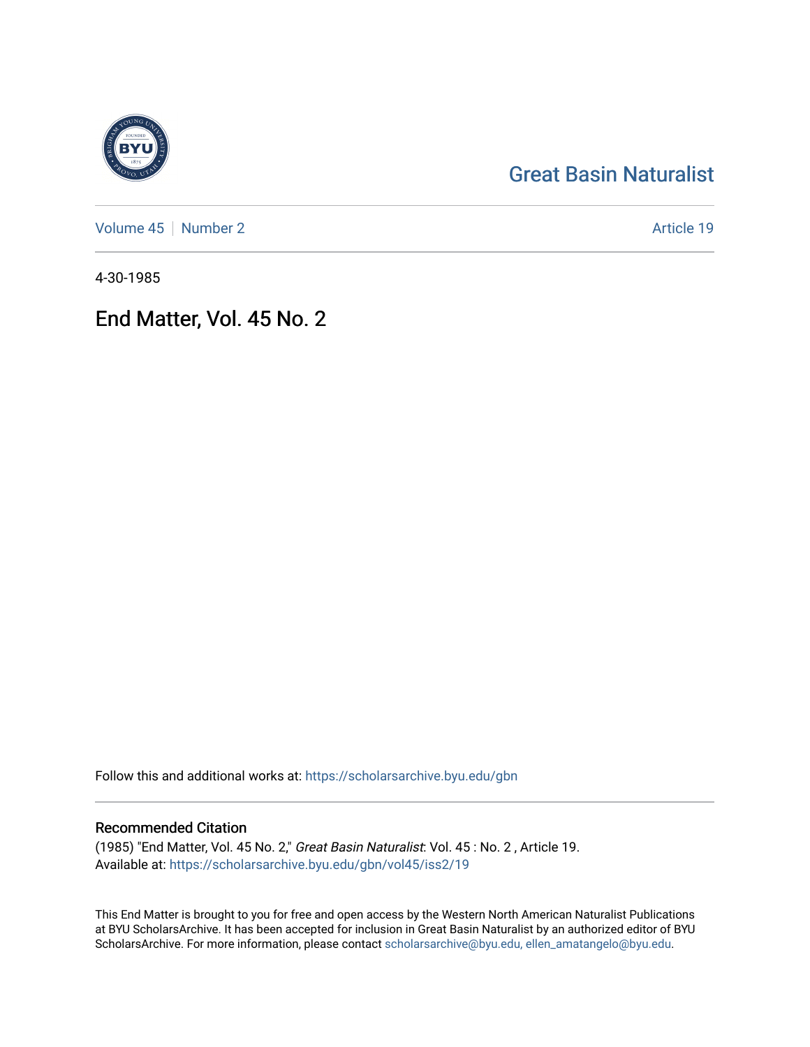Great Basin Naturalist

Volume 45 | Number 2 Article 19

4-30-1985

# End Matter, Vol. 45 No. 2

Follow this and additional works at: https://scholarsarchive.byu.edu/gbn

## Recommended Citation

(1985) "End Matter, Vol. 45 No. 2," *Great Basin Naturalist*: Vol. 45 : No. 2 , Article 19.
Available at: https://scholarsarchive.byu.edu/gbn/vol45/iss2/19

This End Matter is brought to you for free and open access by the Western North American Naturalist Publications at BYU ScholarsArchive. It has been accepted for inclusion in Great Basin Naturalist by an authorized editor of BYU ScholarsArchive. For more information, please contact scholarsarchive@byu.edu, ellen_amatangelo@byu.edu.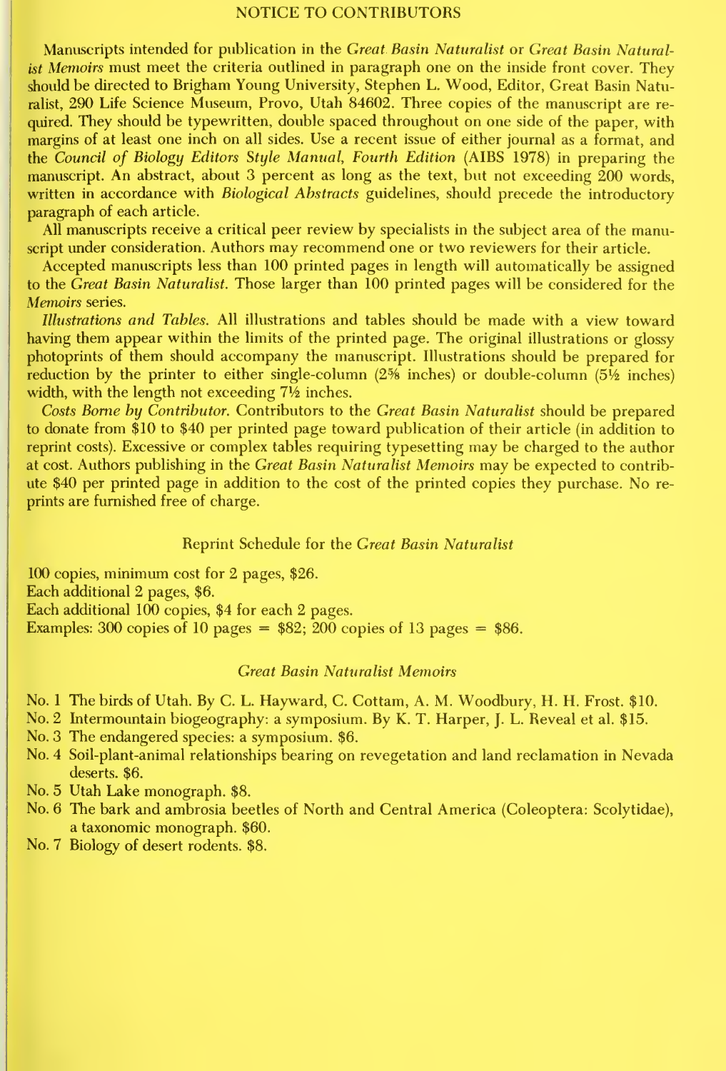## NOTICE TO CONTRIBUTORS

Manuscripts intended for publication in the *Great Basin Naturalist* or *Great Basin Naturalist Memoirs* must meet the criteria outlined in paragraph one on the inside front cover. They should be directed to Brigham Young University, Stephen L. Wood, Editor, Great Basin Naturalist, 290 Life Science Museum, Provo, Utah 84602. Three copies of the manuscript are required. They should be typewritten, double spaced throughout on one side of the paper, with margins of at least one inch on all sides. Use a recent issue of either journal as a format, and the *Council of Biology Editors Style Manual, Fourth Edition* (AIBS 1978) in preparing the manuscript. An abstract, about 3 percent as long as the text, but not exceeding 200 words, written in accordance with *Biological Abstracts* guidelines, should precede the introductory paragraph of each article.

All manuscripts receive a critical peer review by specialists in the subject area of the manuscript under consideration. Authors may recommend one or two reviewers for their article.

Accepted manuscripts less than 100 printed pages in length will automatically be assigned to the *Great Basin Naturalist*. Those larger than 100 printed pages will be considered for the *Memoirs* series.

*Illustrations and Tables.* All illustrations and tables should be made with a view toward having them appear within the limits of the printed page. The original illustrations or glossy photoprints of them should accompany the manuscript. Illustrations should be prepared for reduction by the printer to either single-column (2⅝ inches) or double-column (5½ inches) width, with the length not exceeding 7½ inches.

*Costs Borne by Contributor.* Contributors to the *Great Basin Naturalist* should be prepared to donate from $10 to $40 per printed page toward publication of their article (in addition to reprint costs). Excessive or complex tables requiring typesetting may be charged to the author at cost. Authors publishing in the *Great Basin Naturalist Memoirs* may be expected to contribute $40 per printed page in addition to the cost of the printed copies they purchase. No reprints are furnished free of charge.

### Reprint Schedule for the *Great Basin Naturalist*

100 copies, minimum cost for 2 pages, $26.
Each additional 2 pages, $6.
Each additional 100 copies, $4 for each 2 pages.
Examples: 300 copies of 10 pages = $82; 200 copies of 13 pages = $86.

### *Great Basin Naturalist Memoirs*

- No. 1 The birds of Utah. By C. L. Hayward, C. Cottam, A. M. Woodbury, H. H. Frost. $10.
- No. 2 Intermountain biogeography: a symposium. By K. T. Harper, J. L. Reveal et al. $15.
- No. 3 The endangered species: a symposium. $6.
- No. 4 Soil-plant-animal relationships bearing on revegetation and land reclamation in Nevada deserts. $6.
- No. 5 Utah Lake monograph. $8.
- No. 6 The bark and ambrosia beetles of North and Central America (Coleoptera: Scolytidae), a taxonomic monograph. $60.
- No. 7 Biology of desert rodents. $8.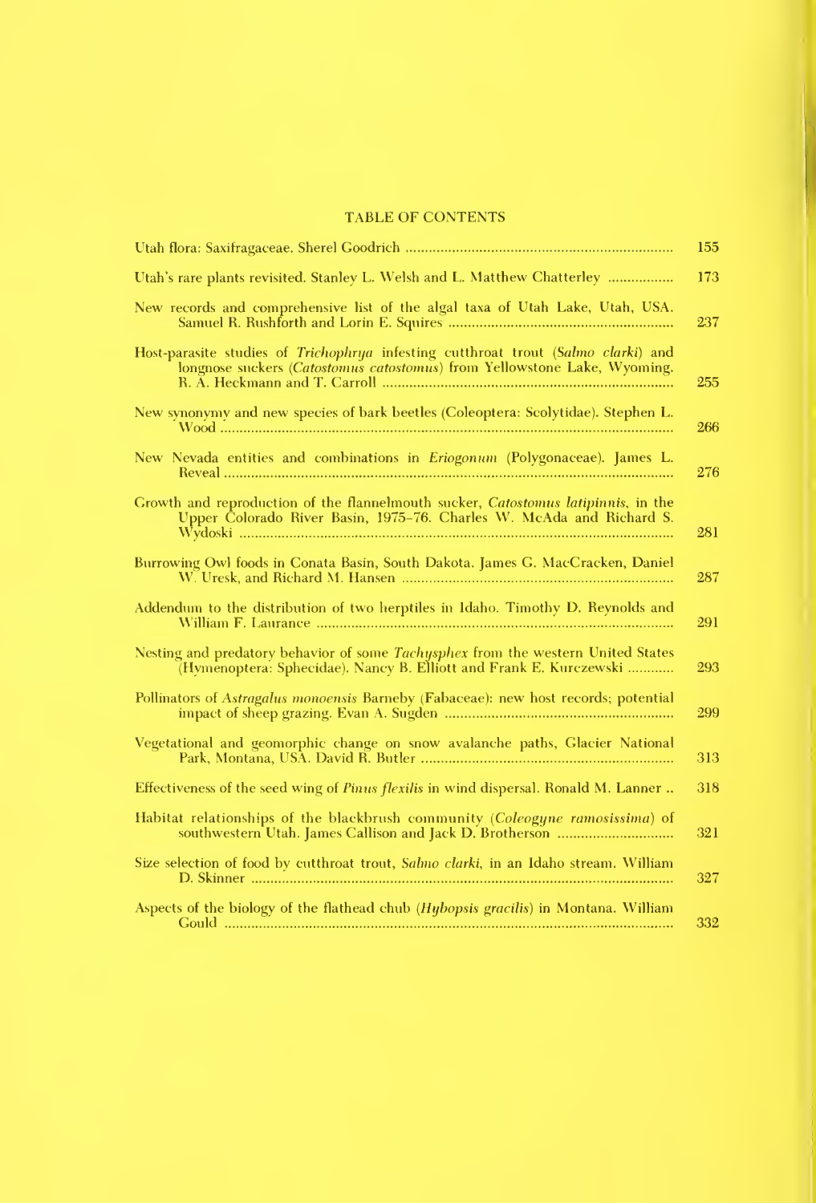# TABLE OF CONTENTS

| | |
|---|---|
| Utah flora: Saxifragaceae. Sherel Goodrich | 155 |
| Utah's rare plants revisited. Stanley L. Welsh and L. Matthew Chatterley | 173 |
| New records and comprehensive list of the algal taxa of Utah Lake, Utah, USA. Samuel R. Rushforth and Lorin E. Squires | 237 |
| Host-parasite studies of *Trichophrya* infesting cutthroat trout (*Salmo clarki*) and longnose suckers (*Catostomus catostomus*) from Yellowstone Lake, Wyoming. R. A. Heckmann and T. Carroll | 255 |
| New synonymy and new species of bark beetles (Coleoptera: Scolytidae). Stephen L. Wood | 266 |
| New Nevada entities and combinations in *Eriogonum* (Polygonaceae). James L. Reveal | 276 |
| Growth and reproduction of the flannelmouth sucker, *Catostomus latipinnis*, in the Upper Colorado River Basin, 1975–76. Charles W. McAda and Richard S. Wydoski | 281 |
| Burrowing Owl foods in Conata Basin, South Dakota. James G. MacCracken, Daniel W. Uresk, and Richard M. Hansen | 287 |
| Addendum to the distribution of two herptiles in Idaho. Timothy D. Reynolds and William F. Laurance | 291 |
| Nesting and predatory behavior of some *Tachysphex* from the western United States (Hymenoptera: Sphecidae). Nancy B. Elliott and Frank E. Kurczewski | 293 |
| Pollinators of *Astragalus monoensis* Barneby (Fabaceae): new host records; potential impact of sheep grazing. Evan A. Sugden | 299 |
| Vegetational and geomorphic change on snow avalanche paths, Glacier National Park, Montana, USA. David R. Butler | 313 |
| Effectiveness of the seed wing of *Pinus flexilis* in wind dispersal. Ronald M. Lanner | 318 |
| Habitat relationships of the blackbrush community (*Coleogyne ramosissima*) of southwestern Utah. James Callison and Jack D. Brotherson | 321 |
| Size selection of food by cutthroat trout, *Salmo clarki*, in an Idaho stream. William D. Skinner | 327 |
| Aspects of the biology of the flathead chub (*Hybopsis gracilis*) in Montana. William Gould | 332 |